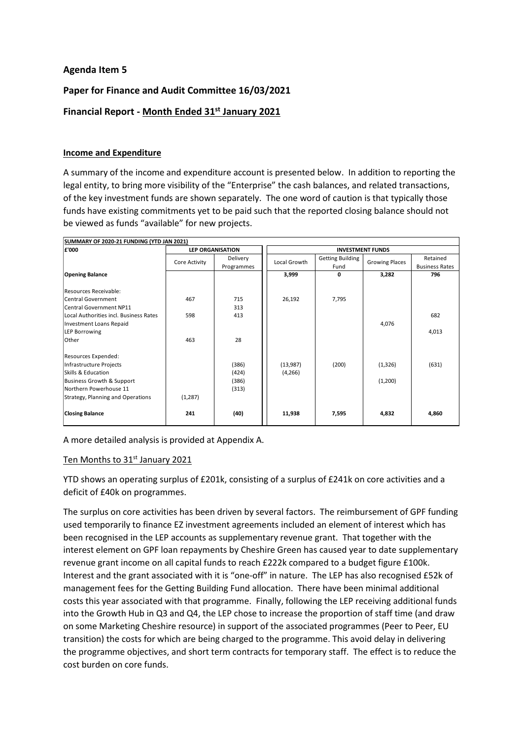## Agenda Item 5

## Paper for Finance and Audit Committee 16/03/2021

## Financial Report - Month Ended 31st January 2021

### Income and Expenditure

A summary of the income and expenditure account is presented below. In addition to reporting the legal entity, to bring more visibility of the "Enterprise" the cash balances, and related transactions, of the key investment funds are shown separately. The one word of caution is that typically those funds have existing commitments yet to be paid such that the reported closing balance should not be viewed as funds "available" for new projects.

| SUMMARY OF 2020-21 FUNDING (YTD JAN 2021) | | | | | | |
|---|---|---|---|---|---|---|
| £'000 | LEP ORGANISATION | | INVESTMENT FUNDS | | | |
| | Core Activity | Delivery Programmes | Local Growth | Getting Building Fund | Growing Places | Retained Business Rates |
| **Opening Balance** | | | 3,999 | 0 | 3,282 | 796 |
| Resources Receivable: | | | | | | |
| Central Government | 467 | 715 | 26,192 | 7,795 | | |
| Central Government NP11 | | 313 | | | | |
| Local Authorities incl. Business Rates | 598 | 413 | | | | 682 |
| Investment Loans Repaid | | | | | 4,076 | |
| LEP Borrowing | | | | | | 4,013 |
| Other | 463 | 28 | | | | |
| Resources Expended: | | | | | | |
| Infrastructure Projects | | (386) | (13,987) | (200) | (1,326) | (631) |
| Skills & Education | | (424) | (4,266) | | | |
| Business Growth & Support | | (386) | | | (1,200) | |
| Northern Powerhouse 11 | | (313) | | | | |
| Strategy, Planning and Operations | (1,287) | | | | | |
| **Closing Balance** | **241** | **(40)** | **11,938** | **7,595** | **4,832** | **4,860** |

A more detailed analysis is provided at Appendix A.

### Ten Months to 31st January 2021

YTD shows an operating surplus of £201k, consisting of a surplus of £241k on core activities and a deficit of £40k on programmes.

The surplus on core activities has been driven by several factors. The reimbursement of GPF funding used temporarily to finance EZ investment agreements included an element of interest which has been recognised in the LEP accounts as supplementary revenue grant. That together with the interest element on GPF loan repayments by Cheshire Green has caused year to date supplementary revenue grant income on all capital funds to reach £222k compared to a budget figure £100k. Interest and the grant associated with it is "one-off" in nature. The LEP has also recognised £52k of management fees for the Getting Building Fund allocation. There have been minimal additional costs this year associated with that programme. Finally, following the LEP receiving additional funds into the Growth Hub in Q3 and Q4, the LEP chose to increase the proportion of staff time (and draw on some Marketing Cheshire resource) in support of the associated programmes (Peer to Peer, EU transition) the costs for which are being charged to the programme. This avoid delay in delivering the programme objectives, and short term contracts for temporary staff. The effect is to reduce the cost burden on core funds.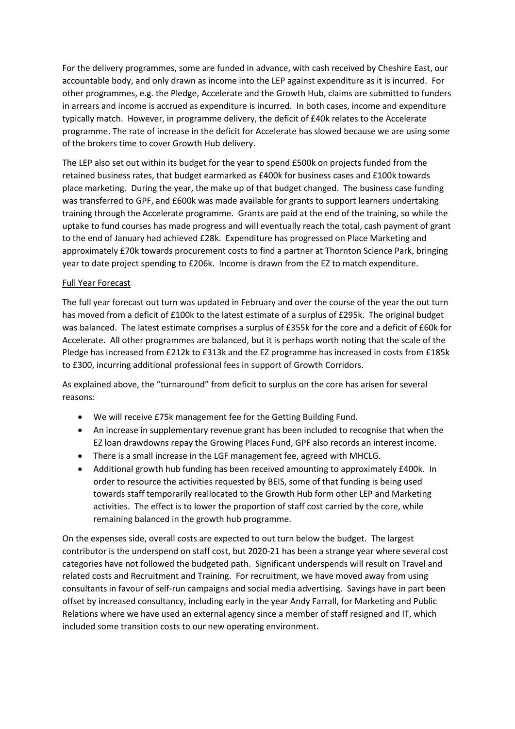For the delivery programmes, some are funded in advance, with cash received by Cheshire East, our accountable body, and only drawn as income into the LEP against expenditure as it is incurred. For other programmes, e.g. the Pledge, Accelerate and the Growth Hub, claims are submitted to funders in arrears and income is accrued as expenditure is incurred. In both cases, income and expenditure typically match. However, in programme delivery, the deficit of £40k relates to the Accelerate programme. The rate of increase in the deficit for Accelerate has slowed because we are using some of the brokers time to cover Growth Hub delivery.

The LEP also set out within its budget for the year to spend £500k on projects funded from the retained business rates, that budget earmarked as £400k for business cases and £100k towards place marketing. During the year, the make up of that budget changed. The business case funding was transferred to GPF, and £600k was made available for grants to support learners undertaking training through the Accelerate programme. Grants are paid at the end of the training, so while the uptake to fund courses has made progress and will eventually reach the total, cash payment of grant to the end of January had achieved £28k. Expenditure has progressed on Place Marketing and approximately £70k towards procurement costs to find a partner at Thornton Science Park, bringing year to date project spending to £206k. Income is drawn from the EZ to match expenditure.

<u>Full Year Forecast</u>

The full year forecast out turn was updated in February and over the course of the year the out turn has moved from a deficit of £100k to the latest estimate of a surplus of £295k. The original budget was balanced. The latest estimate comprises a surplus of £355k for the core and a deficit of £60k for Accelerate. All other programmes are balanced, but it is perhaps worth noting that the scale of the Pledge has increased from £212k to £313k and the EZ programme has increased in costs from £185k to £300, incurring additional professional fees in support of Growth Corridors.

As explained above, the "turnaround" from deficit to surplus on the core has arisen for several reasons:

- We will receive £75k management fee for the Getting Building Fund.
- An increase in supplementary revenue grant has been included to recognise that when the EZ loan drawdowns repay the Growing Places Fund, GPF also records an interest income.
- There is a small increase in the LGF management fee, agreed with MHCLG.
- Additional growth hub funding has been received amounting to approximately £400k. In order to resource the activities requested by BEIS, some of that funding is being used towards staff temporarily reallocated to the Growth Hub form other LEP and Marketing activities. The effect is to lower the proportion of staff cost carried by the core, while remaining balanced in the growth hub programme.

On the expenses side, overall costs are expected to out turn below the budget. The largest contributor is the underspend on staff cost, but 2020-21 has been a strange year where several cost categories have not followed the budgeted path. Significant underspends will result on Travel and related costs and Recruitment and Training. For recruitment, we have moved away from using consultants in favour of self-run campaigns and social media advertising. Savings have in part been offset by increased consultancy, including early in the year Andy Farrall, for Marketing and Public Relations where we have used an external agency since a member of staff resigned and IT, which included some transition costs to our new operating environment.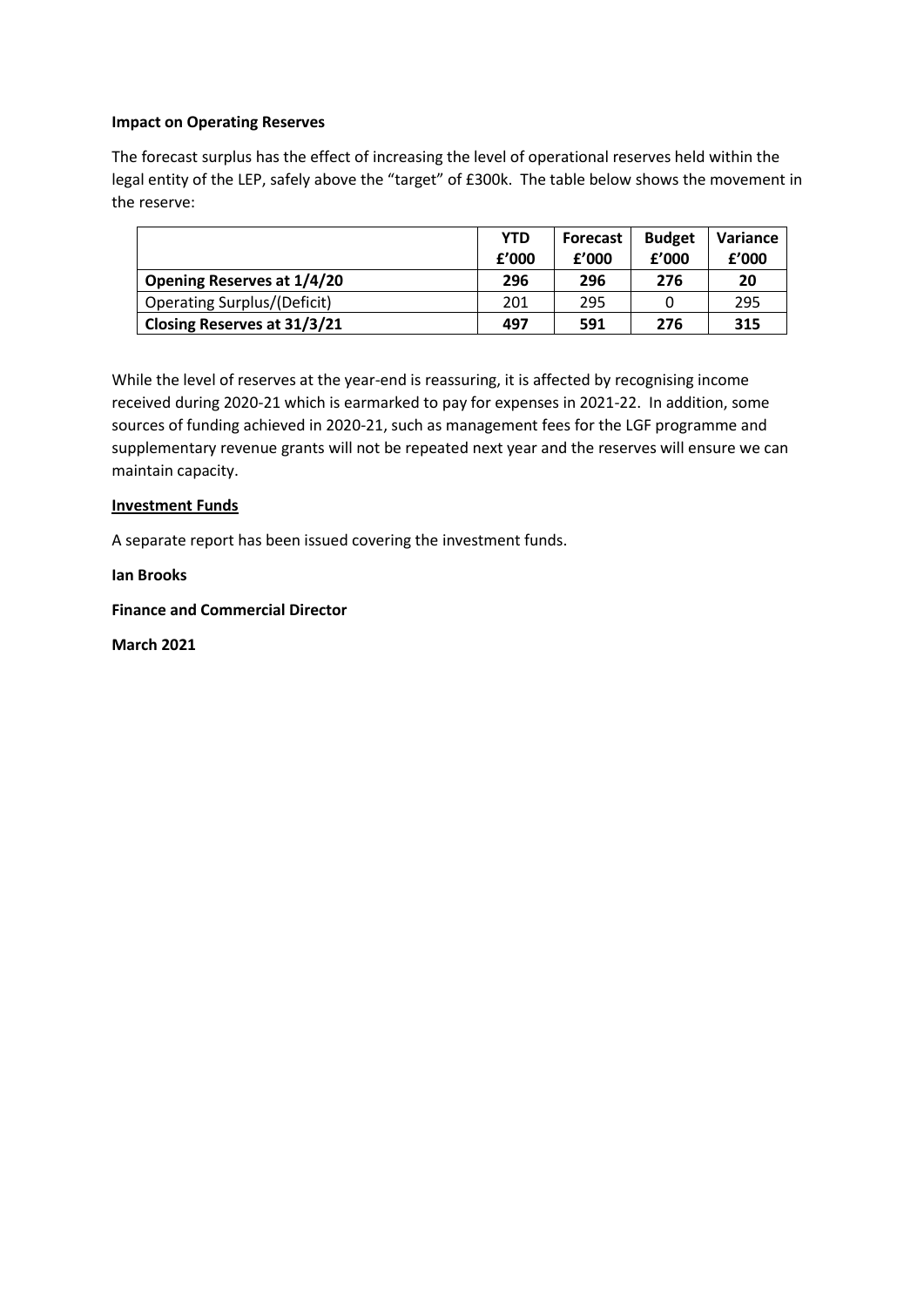**Impact on Operating Reserves**

The forecast surplus has the effect of increasing the level of operational reserves held within the legal entity of the LEP, safely above the "target" of £300k. The table below shows the movement in the reserve:

| | YTD £'000 | Forecast £'000 | Budget £'000 | Variance £'000 |
|---|---|---|---|---|
| **Opening Reserves at 1/4/20** | **296** | **296** | **276** | **20** |
| Operating Surplus/(Deficit) | 201 | 295 | 0 | 295 |
| **Closing Reserves at 31/3/21** | **497** | **591** | **276** | **315** |

While the level of reserves at the year-end is reassuring, it is affected by recognising income received during 2020-21 which is earmarked to pay for expenses in 2021-22. In addition, some sources of funding achieved in 2020-21, such as management fees for the LGF programme and supplementary revenue grants will not be repeated next year and the reserves will ensure we can maintain capacity.

**Investment Funds**

A separate report has been issued covering the investment funds.

**Ian Brooks**

**Finance and Commercial Director**

**March 2021**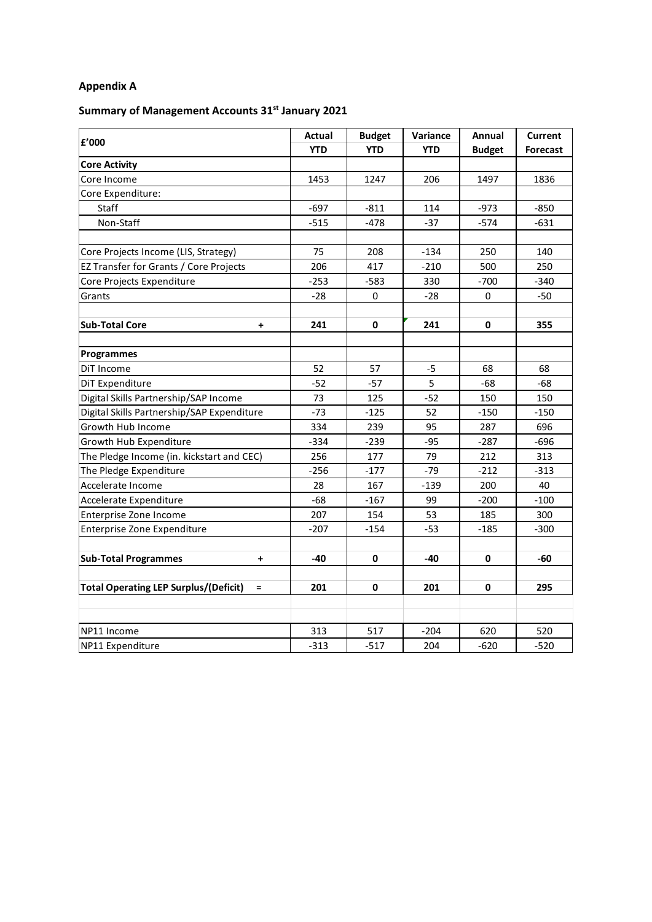**Appendix A**

**Summary of Management Accounts 31st January 2021**

| £'000 | Actual YTD | Budget YTD | Variance YTD | Annual Budget | Current Forecast |
|---|---|---|---|---|---|
| **Core Activity** | | | | | |
| Core Income | 1453 | 1247 | 206 | 1497 | 1836 |
| Core Expenditure: | | | | | |
| Staff | -697 | -811 | 114 | -973 | -850 |
| Non-Staff | -515 | -478 | -37 | -574 | -631 |
| | | | | | |
| Core Projects Income (LIS, Strategy) | 75 | 208 | -134 | 250 | 140 |
| EZ Transfer for Grants / Core Projects | 206 | 417 | -210 | 500 | 250 |
| Core Projects Expenditure | -253 | -583 | 330 | -700 | -340 |
| Grants | -28 | 0 | -28 | 0 | -50 |
| | | | | | |
| **Sub-Total Core +** | **241** | **0** | **241** | **0** | **355** |
| | | | | | |
| **Programmes** | | | | | |
| DiT Income | 52 | 57 | -5 | 68 | 68 |
| DiT Expenditure | -52 | -57 | 5 | -68 | -68 |
| Digital Skills Partnership/SAP Income | 73 | 125 | -52 | 150 | 150 |
| Digital Skills Partnership/SAP Expenditure | -73 | -125 | 52 | -150 | -150 |
| Growth Hub Income | 334 | 239 | 95 | 287 | 696 |
| Growth Hub Expenditure | -334 | -239 | -95 | -287 | -696 |
| The Pledge Income (in. kickstart and CEC) | 256 | 177 | 79 | 212 | 313 |
| The Pledge Expenditure | -256 | -177 | -79 | -212 | -313 |
| Accelerate Income | 28 | 167 | -139 | 200 | 40 |
| Accelerate Expenditure | -68 | -167 | 99 | -200 | -100 |
| Enterprise Zone Income | 207 | 154 | 53 | 185 | 300 |
| Enterprise Zone Expenditure | -207 | -154 | -53 | -185 | -300 |
| | | | | | |
| **Sub-Total Programmes +** | **-40** | **0** | **-40** | **0** | **-60** |
| | | | | | |
| **Total Operating LEP Surplus/(Deficit) =** | **201** | **0** | **201** | **0** | **295** |
| | | | | | |
| | | | | | |
| NP11 Income | 313 | 517 | -204 | 620 | 520 |
| NP11 Expenditure | -313 | -517 | 204 | -620 | -520 |